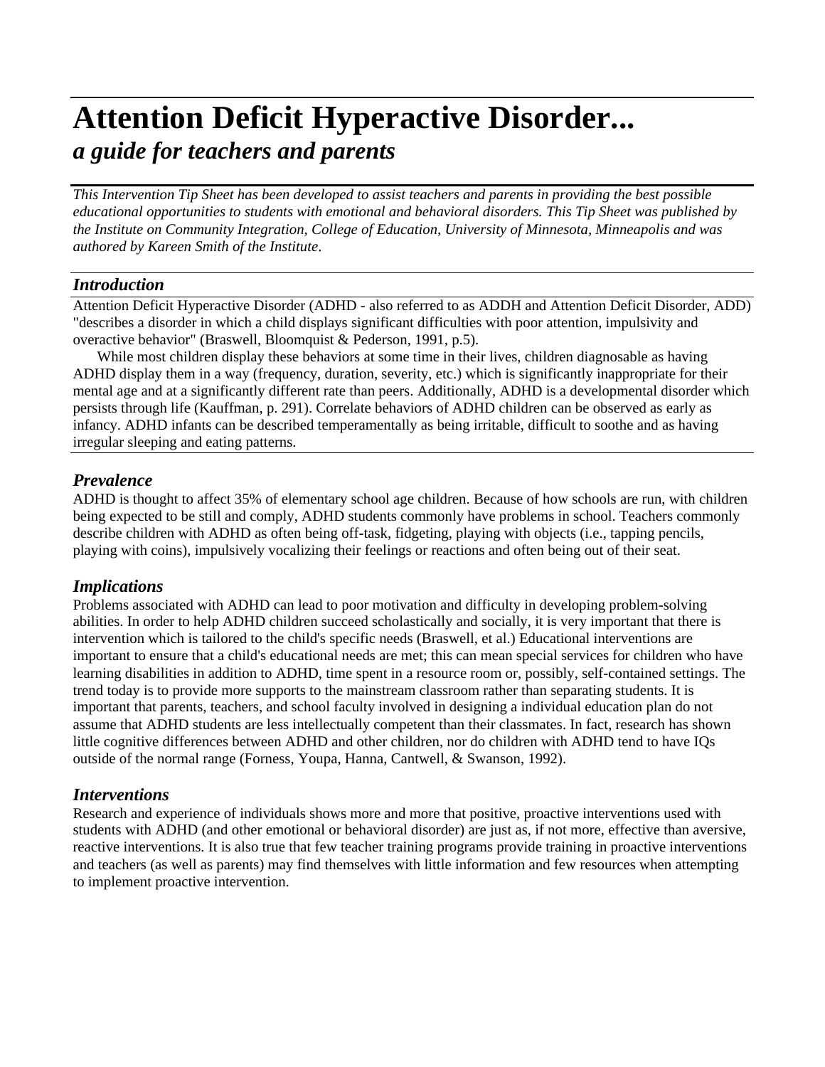# Attention Deficit Hyperactive Disorder...

## *a guide for teachers and parents*

*This Intervention Tip Sheet has been developed to assist teachers and parents in providing the best possible educational opportunities to students with emotional and behavioral disorders. This Tip Sheet was published by the Institute on Community Integration, College of Education, University of Minnesota, Minneapolis and was authored by Kareen Smith of the Institute.*

### *Introduction*

Attention Deficit Hyperactive Disorder (ADHD - also referred to as ADDH and Attention Deficit Disorder, ADD) "describes a disorder in which a child displays significant difficulties with poor attention, impulsivity and overactive behavior" (Braswell, Bloomquist & Pederson, 1991, p.5).

While most children display these behaviors at some time in their lives, children diagnosable as having ADHD display them in a way (frequency, duration, severity, etc.) which is significantly inappropriate for their mental age and at a significantly different rate than peers. Additionally, ADHD is a developmental disorder which persists through life (Kauffman, p. 291). Correlate behaviors of ADHD children can be observed as early as infancy. ADHD infants can be described temperamentally as being irritable, difficult to soothe and as having irregular sleeping and eating patterns.

### *Prevalence*

ADHD is thought to affect 35% of elementary school age children. Because of how schools are run, with children being expected to be still and comply, ADHD students commonly have problems in school. Teachers commonly describe children with ADHD as often being off-task, fidgeting, playing with objects (i.e., tapping pencils, playing with coins), impulsively vocalizing their feelings or reactions and often being out of their seat.

### *Implications*

Problems associated with ADHD can lead to poor motivation and difficulty in developing problem-solving abilities. In order to help ADHD children succeed scholastically and socially, it is very important that there is intervention which is tailored to the child's specific needs (Braswell, et al.) Educational interventions are important to ensure that a child's educational needs are met; this can mean special services for children who have learning disabilities in addition to ADHD, time spent in a resource room or, possibly, self-contained settings. The trend today is to provide more supports to the mainstream classroom rather than separating students. It is important that parents, teachers, and school faculty involved in designing a individual education plan do not assume that ADHD students are less intellectually competent than their classmates. In fact, research has shown little cognitive differences between ADHD and other children, nor do children with ADHD tend to have IQs outside of the normal range (Forness, Youpa, Hanna, Cantwell, & Swanson, 1992).

### *Interventions*

Research and experience of individuals shows more and more that positive, proactive interventions used with students with ADHD (and other emotional or behavioral disorder) are just as, if not more, effective than aversive, reactive interventions. It is also true that few teacher training programs provide training in proactive interventions and teachers (as well as parents) may find themselves with little information and few resources when attempting to implement proactive intervention.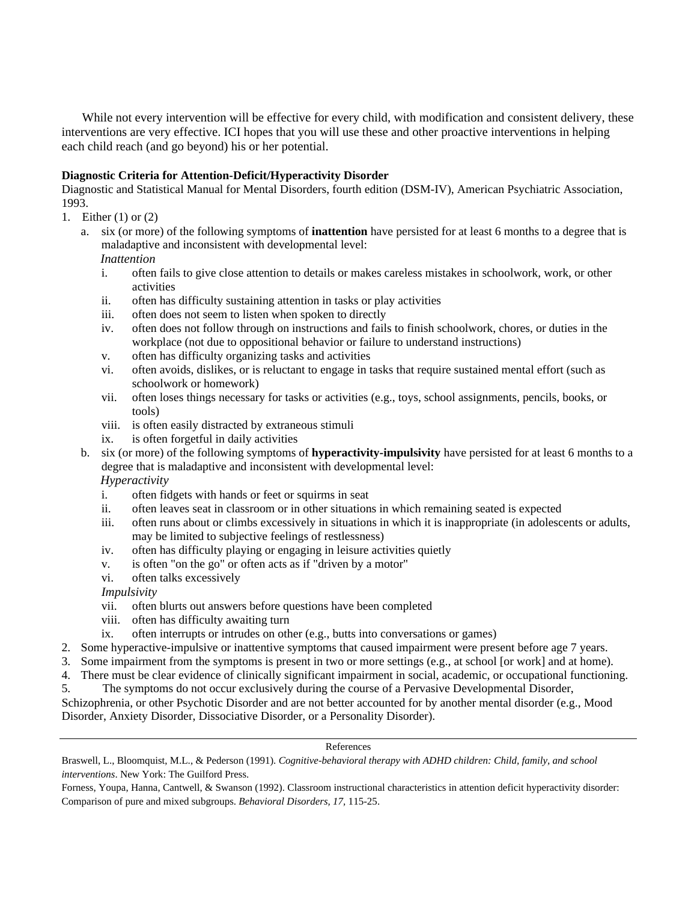While not every intervention will be effective for every child, with modification and consistent delivery, these interventions are very effective. ICI hopes that you will use these and other proactive interventions in helping each child reach (and go beyond) his or her potential.

**Diagnostic Criteria for Attention-Deficit/Hyperactivity Disorder**

Diagnostic and Statistical Manual for Mental Disorders, fourth edition (DSM-IV), American Psychiatric Association, 1993.

1. Either (1) or (2)
   a. six (or more) of the following symptoms of **inattention** have persisted for at least 6 months to a degree that is maladaptive and inconsistent with developmental level:
      *Inattention*
      i. often fails to give close attention to details or makes careless mistakes in schoolwork, work, or other activities
      ii. often has difficulty sustaining attention in tasks or play activities
      iii. often does not seem to listen when spoken to directly
      iv. often does not follow through on instructions and fails to finish schoolwork, chores, or duties in the workplace (not due to oppositional behavior or failure to understand instructions)
      v. often has difficulty organizing tasks and activities
      vi. often avoids, dislikes, or is reluctant to engage in tasks that require sustained mental effort (such as schoolwork or homework)
      vii. often loses things necessary for tasks or activities (e.g., toys, school assignments, pencils, books, or tools)
      viii. is often easily distracted by extraneous stimuli
      ix. is often forgetful in daily activities
   b. six (or more) of the following symptoms of **hyperactivity-impulsivity** have persisted for at least 6 months to a degree that is maladaptive and inconsistent with developmental level:
      *Hyperactivity*
      i. often fidgets with hands or feet or squirms in seat
      ii. often leaves seat in classroom or in other situations in which remaining seated is expected
      iii. often runs about or climbs excessively in situations in which it is inappropriate (in adolescents or adults, may be limited to subjective feelings of restlessness)
      iv. often has difficulty playing or engaging in leisure activities quietly
      v. is often "on the go" or often acts as if "driven by a motor"
      vi. often talks excessively
      *Impulsivity*
      vii. often blurts out answers before questions have been completed
      viii. often has difficulty awaiting turn
      ix. often interrupts or intrudes on other (e.g., butts into conversations or games)
2. Some hyperactive-impulsive or inattentive symptoms that caused impairment were present before age 7 years.
3. Some impairment from the symptoms is present in two or more settings (e.g., at school [or work] and at home).
4. There must be clear evidence of clinically significant impairment in social, academic, or occupational functioning.
5. The symptoms do not occur exclusively during the course of a Pervasive Developmental Disorder, Schizophrenia, or other Psychotic Disorder and are not better accounted for by another mental disorder (e.g., Mood Disorder, Anxiety Disorder, Dissociative Disorder, or a Personality Disorder).

---

References

Braswell, L., Bloomquist, M.L., & Pederson (1991). *Cognitive-behavioral therapy with ADHD children: Child, family, and school interventions*. New York: The Guilford Press.

Forness, Youpa, Hanna, Cantwell, & Swanson (1992). Classroom instructional characteristics in attention deficit hyperactivity disorder: Comparison of pure and mixed subgroups. *Behavioral Disorders, 17*, 115-25.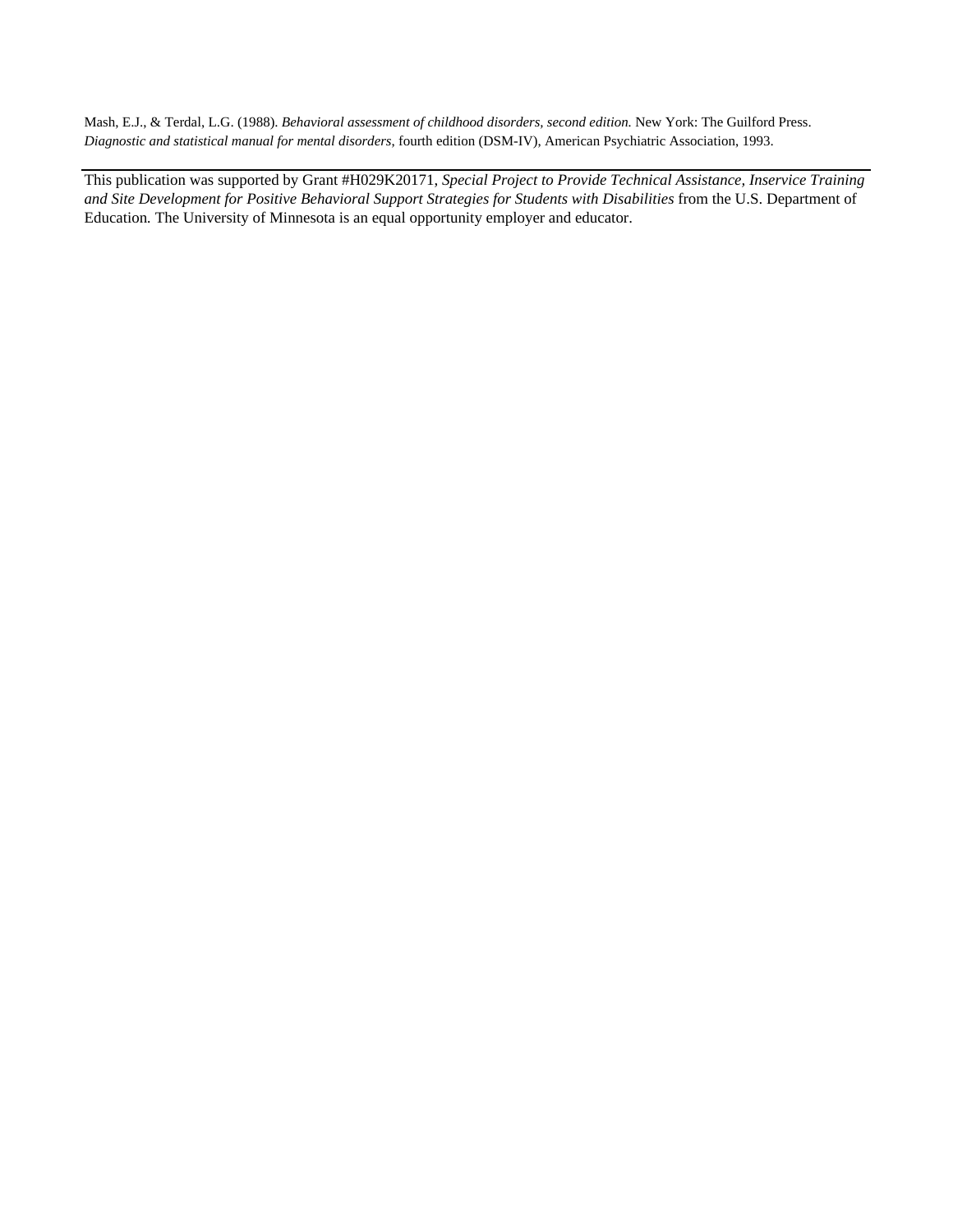Mash, E.J., & Terdal, L.G. (1988). *Behavioral assessment of childhood disorders, second edition.* New York: The Guilford Press.
*Diagnostic and statistical manual for mental disorders*, fourth edition (DSM-IV), American Psychiatric Association, 1993.

---

This publication was supported by Grant #H029K20171, *Special Project to Provide Technical Assistance, Inservice Training and Site Development for Positive Behavioral Support Strategies for Students with Disabilities* from the U.S. Department of Education. The University of Minnesota is an equal opportunity employer and educator.